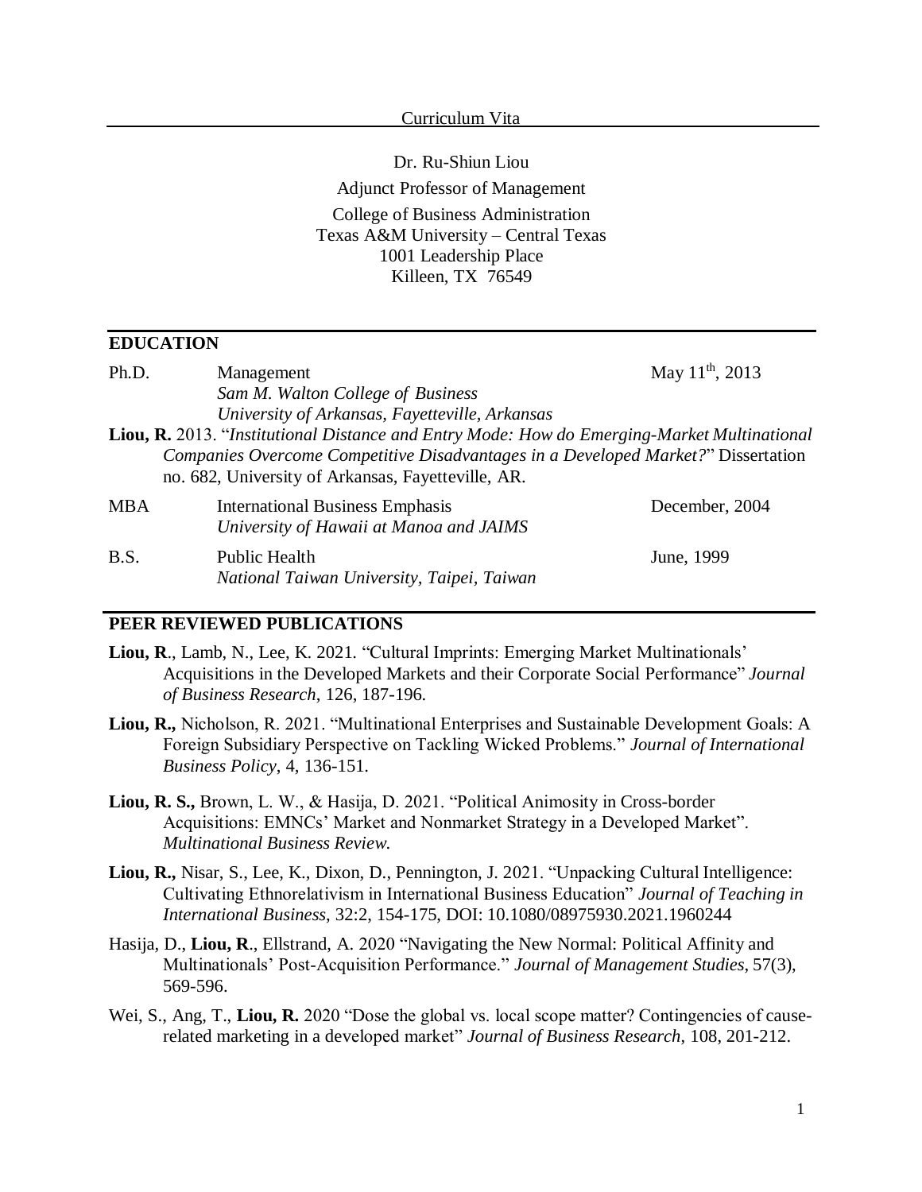Curriculum Vita

Dr. Ru-Shiun Liou

Adjunct Professor of Management

College of Business Administration
Texas A&M University – Central Texas
1001 Leadership Place
Killeen, TX 76549

## EDUCATION

Ph.D. Management — May 11th, 2013
*Sam M. Walton College of Business*
*University of Arkansas, Fayetteville, Arkansas*

**Liou, R.** 2013. "*Institutional Distance and Entry Mode: How do Emerging-Market Multinational Companies Overcome Competitive Disadvantages in a Developed Market?*" Dissertation no. 682, University of Arkansas, Fayetteville, AR.

MBA International Business Emphasis — December, 2004
*University of Hawaii at Manoa and JAIMS*

B.S. Public Health — June, 1999
*National Taiwan University, Taipei, Taiwan*

## PEER REVIEWED PUBLICATIONS

**Liou, R**., Lamb, N., Lee, K. 2021. "Cultural Imprints: Emerging Market Multinationals' Acquisitions in the Developed Markets and their Corporate Social Performance" *Journal of Business Research*, 126, 187-196.

**Liou, R.,** Nicholson, R. 2021. "Multinational Enterprises and Sustainable Development Goals: A Foreign Subsidiary Perspective on Tackling Wicked Problems." *Journal of International Business Policy*, 4, 136-151.

**Liou, R. S.,** Brown, L. W., & Hasija, D. 2021. "Political Animosity in Cross-border Acquisitions: EMNCs' Market and Nonmarket Strategy in a Developed Market". *Multinational Business Review*.

**Liou, R.,** Nisar, S., Lee, K., Dixon, D., Pennington, J. 2021. "Unpacking Cultural Intelligence: Cultivating Ethnorelativism in International Business Education" *Journal of Teaching in International Business*, 32:2, 154-175, DOI: 10.1080/08975930.2021.1960244

Hasija, D., **Liou, R**., Ellstrand, A. 2020 "Navigating the New Normal: Political Affinity and Multinationals' Post-Acquisition Performance." *Journal of Management Studies*, 57(3), 569-596.

Wei, S., Ang, T., **Liou, R.** 2020 "Dose the global vs. local scope matter? Contingencies of cause-related marketing in a developed market" *Journal of Business Research*, 108, 201-212.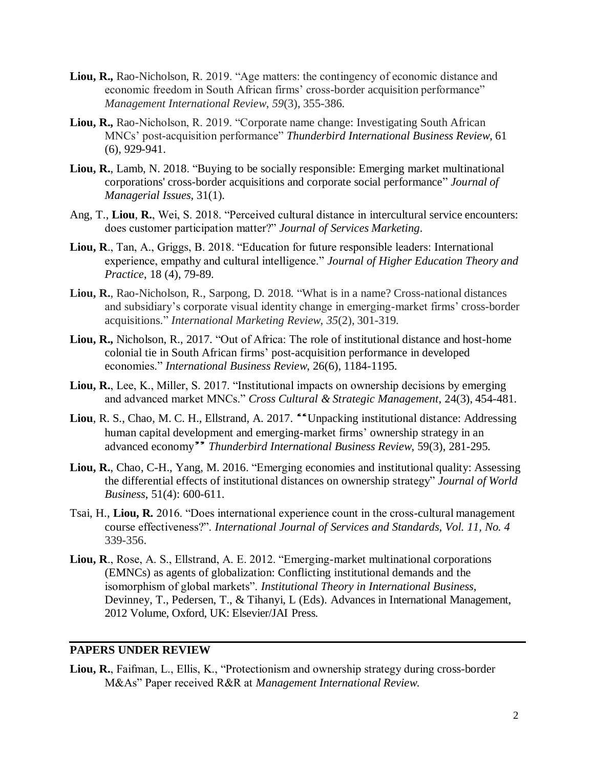**Liou, R.,** Rao-Nicholson, R. 2019. "Age matters: the contingency of economic distance and economic freedom in South African firms' cross-border acquisition performance" *Management International Review*, *59*(3), 355-386.

**Liou, R.,** Rao-Nicholson, R. 2019. "Corporate name change: Investigating South African MNCs' post-acquisition performance" *Thunderbird International Business Review*, 61 (6), 929-941.

**Liou, R.**, Lamb, N. 2018. "Buying to be socially responsible: Emerging market multinational corporations' cross-border acquisitions and corporate social performance" *Journal of Managerial Issues*, 31(1).

Ang, T., **Liou**, **R.**, Wei, S. 2018. "Perceived cultural distance in intercultural service encounters: does customer participation matter?" *Journal of Services Marketing*.

**Liou, R**., Tan, A., Griggs, B. 2018. "Education for future responsible leaders: International experience, empathy and cultural intelligence." *Journal of Higher Education Theory and Practice*, 18 (4), 79-89.

**Liou, R.**, Rao-Nicholson, R., Sarpong, D. 2018. "What is in a name? Cross-national distances and subsidiary's corporate visual identity change in emerging-market firms' cross-border acquisitions." *International Marketing Review*, *35*(2), 301-319.

**Liou, R.,** Nicholson, R., 2017. "Out of Africa: The role of institutional distance and host-home colonial tie in South African firms' post-acquisition performance in developed economies." *International Business Review*, 26(6), 1184-1195.

**Liou, R.**, Lee, K., Miller, S. 2017. "Institutional impacts on ownership decisions by emerging and advanced market MNCs." *Cross Cultural & Strategic Management*, 24(3), 454-481.

**Liou**, R. S., Chao, M. C. H., Ellstrand, A. 2017. "Unpacking institutional distance: Addressing human capital development and emerging-market firms' ownership strategy in an advanced economy" *Thunderbird International Business Review*, 59(3), 281-295.

**Liou, R.**, Chao, C-H., Yang, M. 2016. "Emerging economies and institutional quality: Assessing the differential effects of institutional distances on ownership strategy" *Journal of World Business*, 51(4): 600-611.

Tsai, H., **Liou, R.** 2016. "Does international experience count in the cross-cultural management course effectiveness?". *International Journal of Services and Standards, Vol. 11, No. 4* 339-356.

**Liou, R**., Rose, A. S., Ellstrand, A. E. 2012. "Emerging-market multinational corporations (EMNCs) as agents of globalization: Conflicting institutional demands and the isomorphism of global markets". *Institutional Theory in International Business*, Devinney, T., Pedersen, T., & Tihanyi, L (Eds). Advances in International Management, 2012 Volume, Oxford, UK: Elsevier/JAI Press.

## PAPERS UNDER REVIEW

**Liou, R.**, Faifman, L., Ellis, K., "Protectionism and ownership strategy during cross-border M&As" Paper received R&R at *Management International Review.*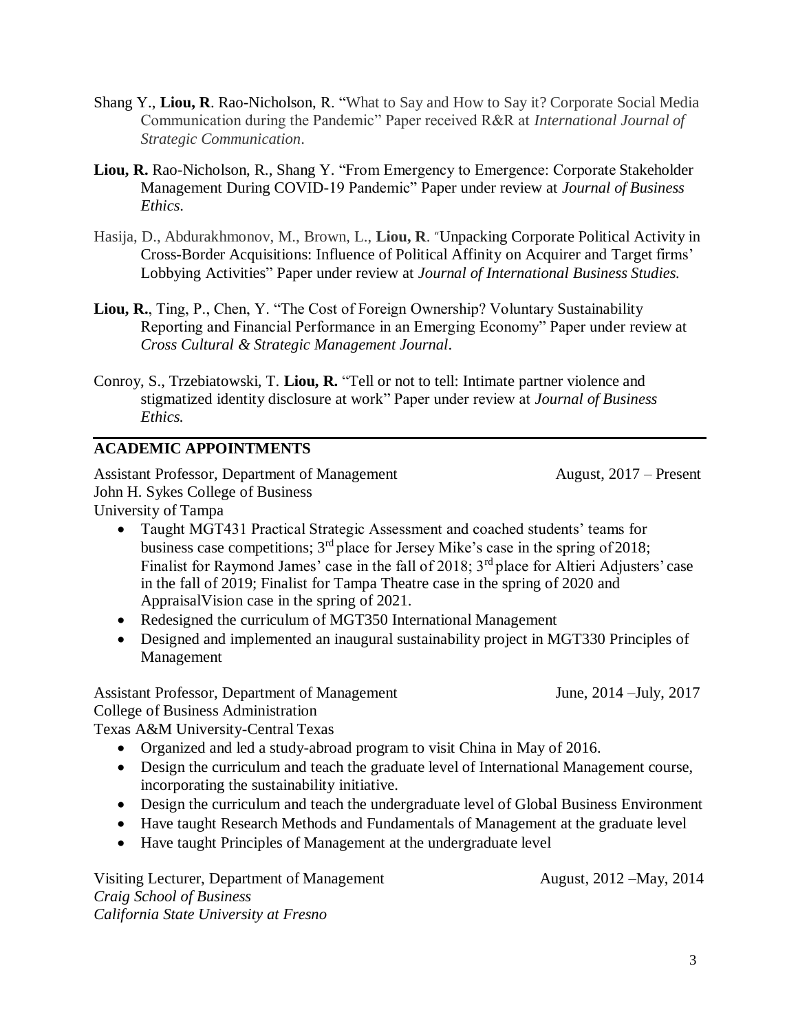Shang Y., **Liou, R**. Rao-Nicholson, R. "What to Say and How to Say it? Corporate Social Media Communication during the Pandemic" Paper received R&R at *International Journal of Strategic Communication*.

**Liou, R.** Rao-Nicholson, R., Shang Y. "From Emergency to Emergence: Corporate Stakeholder Management During COVID-19 Pandemic" Paper under review at *Journal of Business Ethics.*

Hasija, D., Abdurakhmonov, M., Brown, L., **Liou, R**. "Unpacking Corporate Political Activity in Cross-Border Acquisitions: Influence of Political Affinity on Acquirer and Target firms' Lobbying Activities" Paper under review at *Journal of International Business Studies.*

**Liou, R.**, Ting, P., Chen, Y. "The Cost of Foreign Ownership? Voluntary Sustainability Reporting and Financial Performance in an Emerging Economy" Paper under review at *Cross Cultural & Strategic Management Journal*.

Conroy, S., Trzebiatowski, T. **Liou, R.** "Tell or not to tell: Intimate partner violence and stigmatized identity disclosure at work" Paper under review at *Journal of Business Ethics.*

## ACADEMIC APPOINTMENTS

Assistant Professor, Department of Management — August, 2017 – Present
John H. Sykes College of Business
University of Tampa

- Taught MGT431 Practical Strategic Assessment and coached students' teams for business case competitions; 3rd place for Jersey Mike's case in the spring of 2018; Finalist for Raymond James' case in the fall of 2018; 3rd place for Altieri Adjusters' case in the fall of 2019; Finalist for Tampa Theatre case in the spring of 2020 and AppraisalVision case in the spring of 2021.
- Redesigned the curriculum of MGT350 International Management
- Designed and implemented an inaugural sustainability project in MGT330 Principles of Management

Assistant Professor, Department of Management — June, 2014 –July, 2017
College of Business Administration
Texas A&M University-Central Texas

- Organized and led a study-abroad program to visit China in May of 2016.
- Design the curriculum and teach the graduate level of International Management course, incorporating the sustainability initiative.
- Design the curriculum and teach the undergraduate level of Global Business Environment
- Have taught Research Methods and Fundamentals of Management at the graduate level
- Have taught Principles of Management at the undergraduate level

Visiting Lecturer, Department of Management — August, 2012 –May, 2014
*Craig School of Business*
*California State University at Fresno*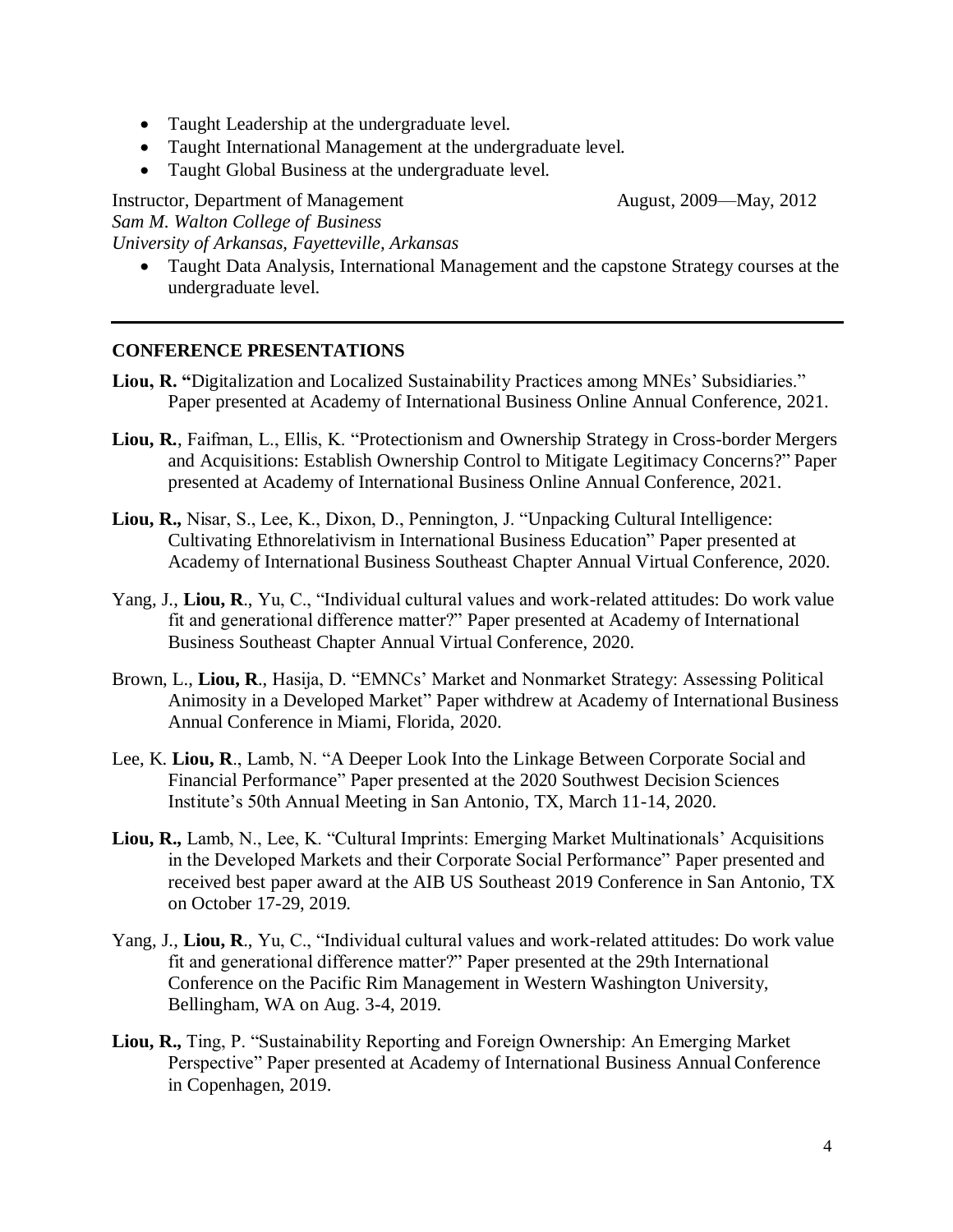- Taught Leadership at the undergraduate level.
- Taught International Management at the undergraduate level.
- Taught Global Business at the undergraduate level.

Instructor, Department of Management — August, 2009—May, 2012
*Sam M. Walton College of Business*
*University of Arkansas, Fayetteville, Arkansas*

- Taught Data Analysis, International Management and the capstone Strategy courses at the undergraduate level.

---

## CONFERENCE PRESENTATIONS

**Liou, R. "**Digitalization and Localized Sustainability Practices among MNEs' Subsidiaries." Paper presented at Academy of International Business Online Annual Conference, 2021.

**Liou, R.**, Faifman, L., Ellis, K. "Protectionism and Ownership Strategy in Cross-border Mergers and Acquisitions: Establish Ownership Control to Mitigate Legitimacy Concerns?" Paper presented at Academy of International Business Online Annual Conference, 2021.

**Liou, R.,** Nisar, S., Lee, K., Dixon, D., Pennington, J. "Unpacking Cultural Intelligence: Cultivating Ethnorelativism in International Business Education" Paper presented at Academy of International Business Southeast Chapter Annual Virtual Conference, 2020.

Yang, J., **Liou, R**., Yu, C., "Individual cultural values and work-related attitudes: Do work value fit and generational difference matter?" Paper presented at Academy of International Business Southeast Chapter Annual Virtual Conference, 2020.

Brown, L., **Liou, R**., Hasija, D. "EMNCs' Market and Nonmarket Strategy: Assessing Political Animosity in a Developed Market" Paper withdrew at Academy of International Business Annual Conference in Miami, Florida, 2020.

Lee, K. **Liou, R**., Lamb, N. "A Deeper Look Into the Linkage Between Corporate Social and Financial Performance" Paper presented at the 2020 Southwest Decision Sciences Institute's 50th Annual Meeting in San Antonio, TX, March 11-14, 2020.

**Liou, R.,** Lamb, N., Lee, K. "Cultural Imprints: Emerging Market Multinationals' Acquisitions in the Developed Markets and their Corporate Social Performance" Paper presented and received best paper award at the AIB US Southeast 2019 Conference in San Antonio, TX on October 17-29, 2019.

Yang, J., **Liou, R**., Yu, C., "Individual cultural values and work-related attitudes: Do work value fit and generational difference matter?" Paper presented at the 29th International Conference on the Pacific Rim Management in Western Washington University, Bellingham, WA on Aug. 3-4, 2019.

**Liou, R.,** Ting, P. "Sustainability Reporting and Foreign Ownership: An Emerging Market Perspective" Paper presented at Academy of International Business Annual Conference in Copenhagen, 2019.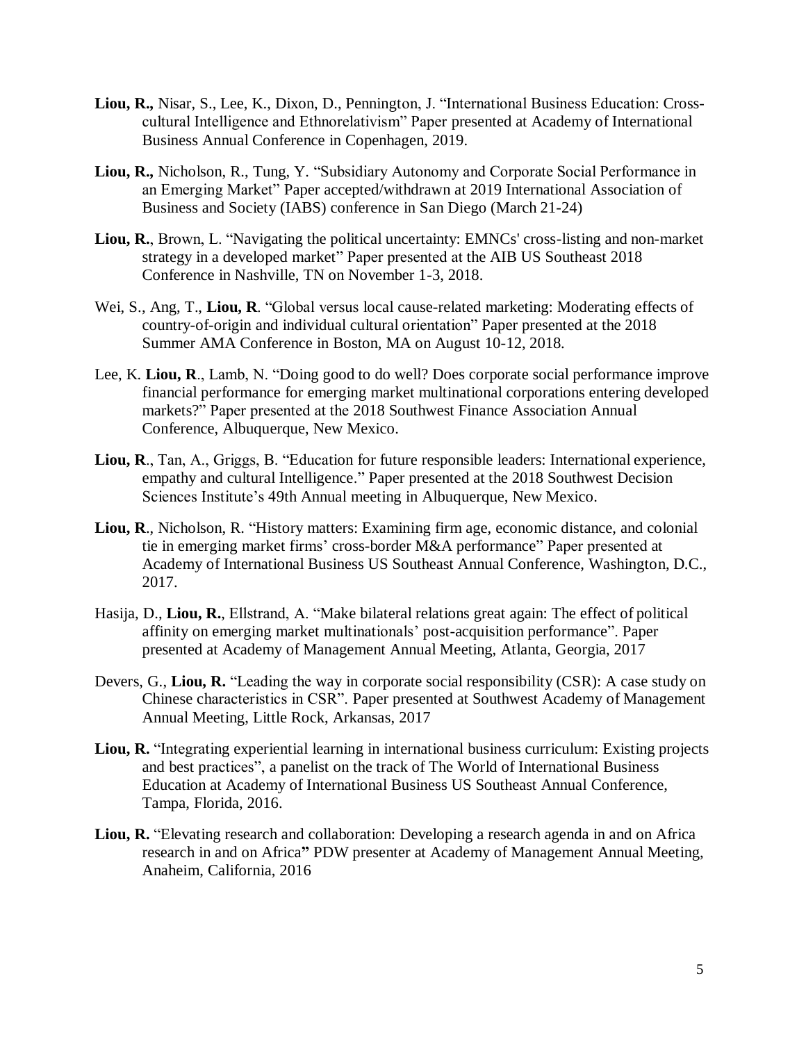**Liou, R.,** Nisar, S., Lee, K., Dixon, D., Pennington, J. "International Business Education: Cross-cultural Intelligence and Ethnorelativism" Paper presented at Academy of International Business Annual Conference in Copenhagen, 2019.

**Liou, R.,** Nicholson, R., Tung, Y. "Subsidiary Autonomy and Corporate Social Performance in an Emerging Market" Paper accepted/withdrawn at 2019 International Association of Business and Society (IABS) conference in San Diego (March 21-24)

**Liou, R.**, Brown, L. "Navigating the political uncertainty: EMNCs' cross-listing and non-market strategy in a developed market" Paper presented at the AIB US Southeast 2018 Conference in Nashville, TN on November 1-3, 2018.

Wei, S., Ang, T., **Liou, R**. "Global versus local cause-related marketing: Moderating effects of country-of-origin and individual cultural orientation" Paper presented at the 2018 Summer AMA Conference in Boston, MA on August 10-12, 2018.

Lee, K. **Liou, R**., Lamb, N. "Doing good to do well? Does corporate social performance improve financial performance for emerging market multinational corporations entering developed markets?" Paper presented at the 2018 Southwest Finance Association Annual Conference, Albuquerque, New Mexico.

**Liou, R**., Tan, A., Griggs, B. "Education for future responsible leaders: International experience, empathy and cultural Intelligence." Paper presented at the 2018 Southwest Decision Sciences Institute's 49th Annual meeting in Albuquerque, New Mexico.

**Liou, R**., Nicholson, R. "History matters: Examining firm age, economic distance, and colonial tie in emerging market firms' cross-border M&A performance" Paper presented at Academy of International Business US Southeast Annual Conference, Washington, D.C., 2017.

Hasija, D., **Liou, R.**, Ellstrand, A. "Make bilateral relations great again: The effect of political affinity on emerging market multinationals' post-acquisition performance". Paper presented at Academy of Management Annual Meeting, Atlanta, Georgia, 2017

Devers, G., **Liou, R.** "Leading the way in corporate social responsibility (CSR): A case study on Chinese characteristics in CSR". Paper presented at Southwest Academy of Management Annual Meeting, Little Rock, Arkansas, 2017

**Liou, R.** "Integrating experiential learning in international business curriculum: Existing projects and best practices", a panelist on the track of The World of International Business Education at Academy of International Business US Southeast Annual Conference, Tampa, Florida, 2016.

**Liou, R.** "Elevating research and collaboration: Developing a research agenda in and on Africa research in and on Africa**"** PDW presenter at Academy of Management Annual Meeting, Anaheim, California, 2016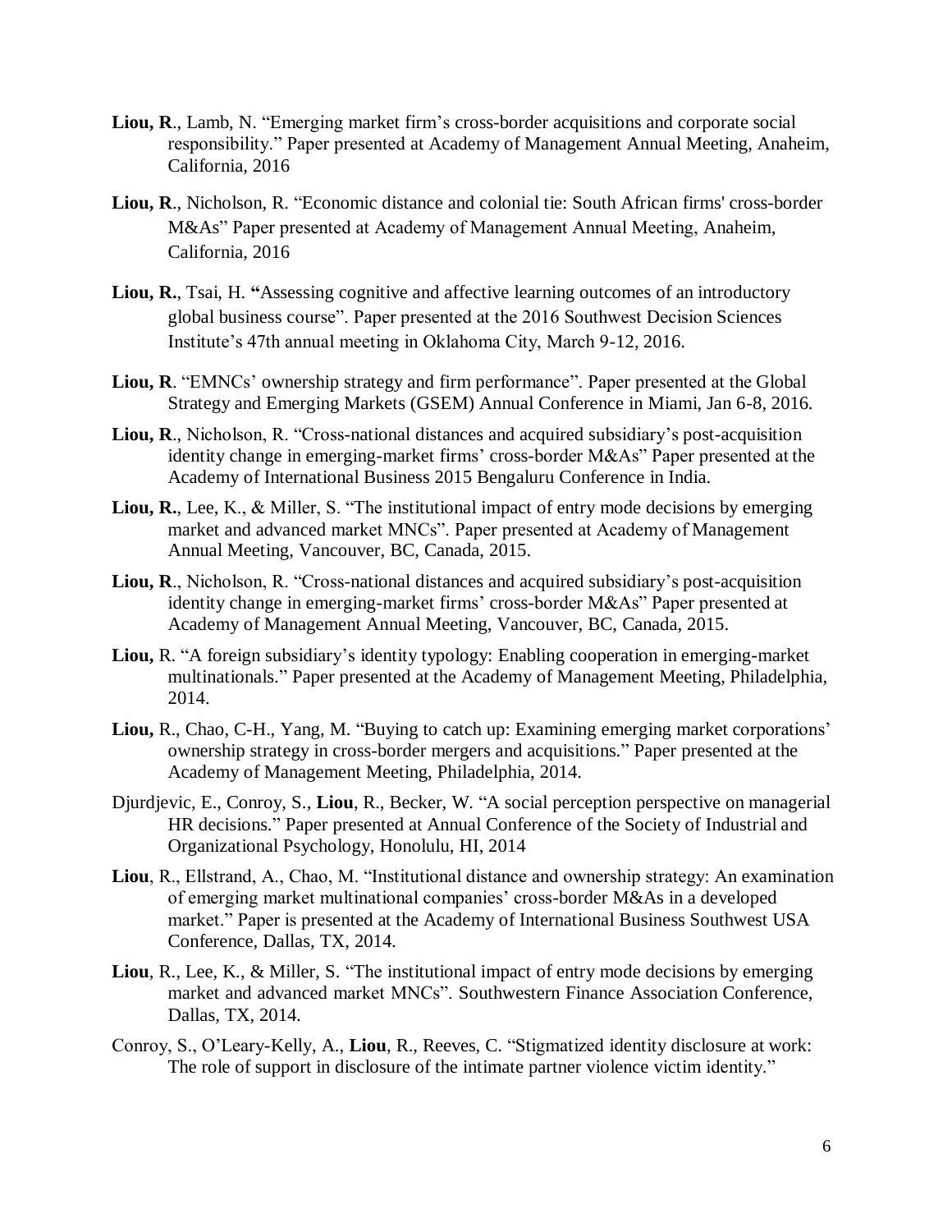**Liou, R**., Lamb, N. "Emerging market firm's cross-border acquisitions and corporate social responsibility." Paper presented at Academy of Management Annual Meeting, Anaheim, California, 2016

**Liou, R**., Nicholson, R. "Economic distance and colonial tie: South African firms' cross-border M&As" Paper presented at Academy of Management Annual Meeting, Anaheim, California, 2016

**Liou, R.**, Tsai, H. **"**Assessing cognitive and affective learning outcomes of an introductory global business course". Paper presented at the 2016 Southwest Decision Sciences Institute's 47th annual meeting in Oklahoma City, March 9-12, 2016.

**Liou, R**. "EMNCs' ownership strategy and firm performance". Paper presented at the Global Strategy and Emerging Markets (GSEM) Annual Conference in Miami, Jan 6-8, 2016.

**Liou, R**., Nicholson, R. "Cross-national distances and acquired subsidiary's post-acquisition identity change in emerging-market firms' cross-border M&As" Paper presented at the Academy of International Business 2015 Bengaluru Conference in India.

**Liou, R.**, Lee, K., & Miller, S. "The institutional impact of entry mode decisions by emerging market and advanced market MNCs". Paper presented at Academy of Management Annual Meeting, Vancouver, BC, Canada, 2015.

**Liou, R**., Nicholson, R. "Cross-national distances and acquired subsidiary's post-acquisition identity change in emerging-market firms' cross-border M&As" Paper presented at Academy of Management Annual Meeting, Vancouver, BC, Canada, 2015.

**Liou,** R. "A foreign subsidiary's identity typology: Enabling cooperation in emerging-market multinationals." Paper presented at the Academy of Management Meeting, Philadelphia, 2014.

**Liou,** R., Chao, C-H., Yang, M. "Buying to catch up: Examining emerging market corporations' ownership strategy in cross-border mergers and acquisitions." Paper presented at the Academy of Management Meeting, Philadelphia, 2014.

Djurdjevic, E., Conroy, S., **Liou**, R., Becker, W. "A social perception perspective on managerial HR decisions." Paper presented at Annual Conference of the Society of Industrial and Organizational Psychology, Honolulu, HI, 2014

**Liou**, R., Ellstrand, A., Chao, M. "Institutional distance and ownership strategy: An examination of emerging market multinational companies' cross-border M&As in a developed market." Paper is presented at the Academy of International Business Southwest USA Conference, Dallas, TX, 2014.

**Liou**, R., Lee, K., & Miller, S. "The institutional impact of entry mode decisions by emerging market and advanced market MNCs". Southwestern Finance Association Conference, Dallas, TX, 2014.

Conroy, S., O'Leary-Kelly, A., **Liou**, R., Reeves, C. "Stigmatized identity disclosure at work: The role of support in disclosure of the intimate partner violence victim identity."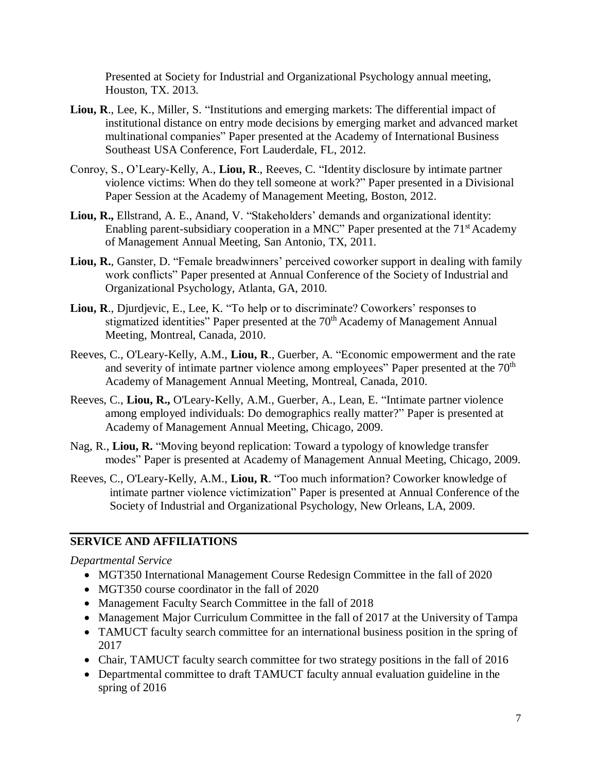Presented at Society for Industrial and Organizational Psychology annual meeting, Houston, TX. 2013.

**Liou, R**., Lee, K., Miller, S. "Institutions and emerging markets: The differential impact of institutional distance on entry mode decisions by emerging market and advanced market multinational companies" Paper presented at the Academy of International Business Southeast USA Conference, Fort Lauderdale, FL, 2012.

Conroy, S., O'Leary-Kelly, A., **Liou, R**., Reeves, C. "Identity disclosure by intimate partner violence victims: When do they tell someone at work?" Paper presented in a Divisional Paper Session at the Academy of Management Meeting, Boston, 2012.

**Liou, R.,** Ellstrand, A. E., Anand, V. "Stakeholders' demands and organizational identity: Enabling parent-subsidiary cooperation in a MNC" Paper presented at the 71st Academy of Management Annual Meeting, San Antonio, TX, 2011.

**Liou, R.**, Ganster, D. "Female breadwinners' perceived coworker support in dealing with family work conflicts" Paper presented at Annual Conference of the Society of Industrial and Organizational Psychology, Atlanta, GA, 2010.

**Liou, R**., Djurdjevic, E., Lee, K. "To help or to discriminate? Coworkers' responses to stigmatized identities" Paper presented at the 70th Academy of Management Annual Meeting, Montreal, Canada, 2010.

Reeves, C., O'Leary-Kelly, A.M., **Liou, R**., Guerber, A. "Economic empowerment and the rate and severity of intimate partner violence among employees" Paper presented at the 70th Academy of Management Annual Meeting, Montreal, Canada, 2010.

Reeves, C., **Liou, R.,** O'Leary-Kelly, A.M., Guerber, A., Lean, E. "Intimate partner violence among employed individuals: Do demographics really matter?" Paper is presented at Academy of Management Annual Meeting, Chicago, 2009.

Nag, R., **Liou, R.** "Moving beyond replication: Toward a typology of knowledge transfer modes" Paper is presented at Academy of Management Annual Meeting, Chicago, 2009.

Reeves, C., O'Leary-Kelly, A.M., **Liou, R**. "Too much information? Coworker knowledge of intimate partner violence victimization" Paper is presented at Annual Conference of the Society of Industrial and Organizational Psychology, New Orleans, LA, 2009.

## SERVICE AND AFFILIATIONS

*Departmental Service*

- MGT350 International Management Course Redesign Committee in the fall of 2020
- MGT350 course coordinator in the fall of 2020
- Management Faculty Search Committee in the fall of 2018
- Management Major Curriculum Committee in the fall of 2017 at the University of Tampa
- TAMUCT faculty search committee for an international business position in the spring of 2017
- Chair, TAMUCT faculty search committee for two strategy positions in the fall of 2016
- Departmental committee to draft TAMUCT faculty annual evaluation guideline in the spring of 2016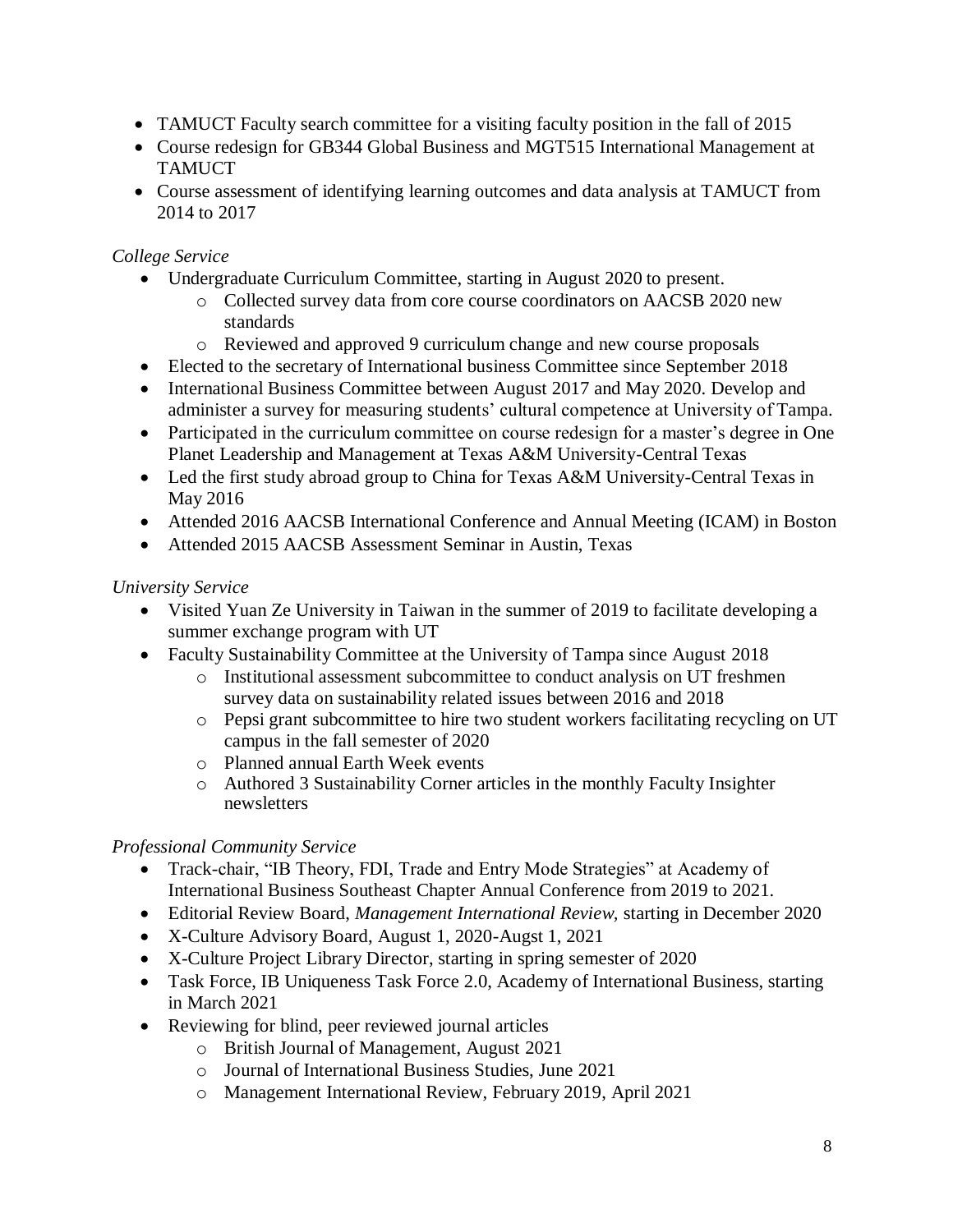- TAMUCT Faculty search committee for a visiting faculty position in the fall of 2015
- Course redesign for GB344 Global Business and MGT515 International Management at TAMUCT
- Course assessment of identifying learning outcomes and data analysis at TAMUCT from 2014 to 2017

*College Service*

- Undergraduate Curriculum Committee, starting in August 2020 to present.
    - Collected survey data from core course coordinators on AACSB 2020 new standards
    - Reviewed and approved 9 curriculum change and new course proposals
- Elected to the secretary of International business Committee since September 2018
- International Business Committee between August 2017 and May 2020. Develop and administer a survey for measuring students' cultural competence at University of Tampa.
- Participated in the curriculum committee on course redesign for a master's degree in One Planet Leadership and Management at Texas A&M University-Central Texas
- Led the first study abroad group to China for Texas A&M University-Central Texas in May 2016
- Attended 2016 AACSB International Conference and Annual Meeting (ICAM) in Boston
- Attended 2015 AACSB Assessment Seminar in Austin, Texas

*University Service*

- Visited Yuan Ze University in Taiwan in the summer of 2019 to facilitate developing a summer exchange program with UT
- Faculty Sustainability Committee at the University of Tampa since August 2018
    - Institutional assessment subcommittee to conduct analysis on UT freshmen survey data on sustainability related issues between 2016 and 2018
    - Pepsi grant subcommittee to hire two student workers facilitating recycling on UT campus in the fall semester of 2020
    - Planned annual Earth Week events
    - Authored 3 Sustainability Corner articles in the monthly Faculty Insighter newsletters

*Professional Community Service*

- Track-chair, "IB Theory, FDI, Trade and Entry Mode Strategies" at Academy of International Business Southeast Chapter Annual Conference from 2019 to 2021.
- Editorial Review Board, *Management International Review*, starting in December 2020
- X-Culture Advisory Board, August 1, 2020-Augst 1, 2021
- X-Culture Project Library Director, starting in spring semester of 2020
- Task Force, IB Uniqueness Task Force 2.0, Academy of International Business, starting in March 2021
- Reviewing for blind, peer reviewed journal articles
    - British Journal of Management, August 2021
    - Journal of International Business Studies, June 2021
    - Management International Review, February 2019, April 2021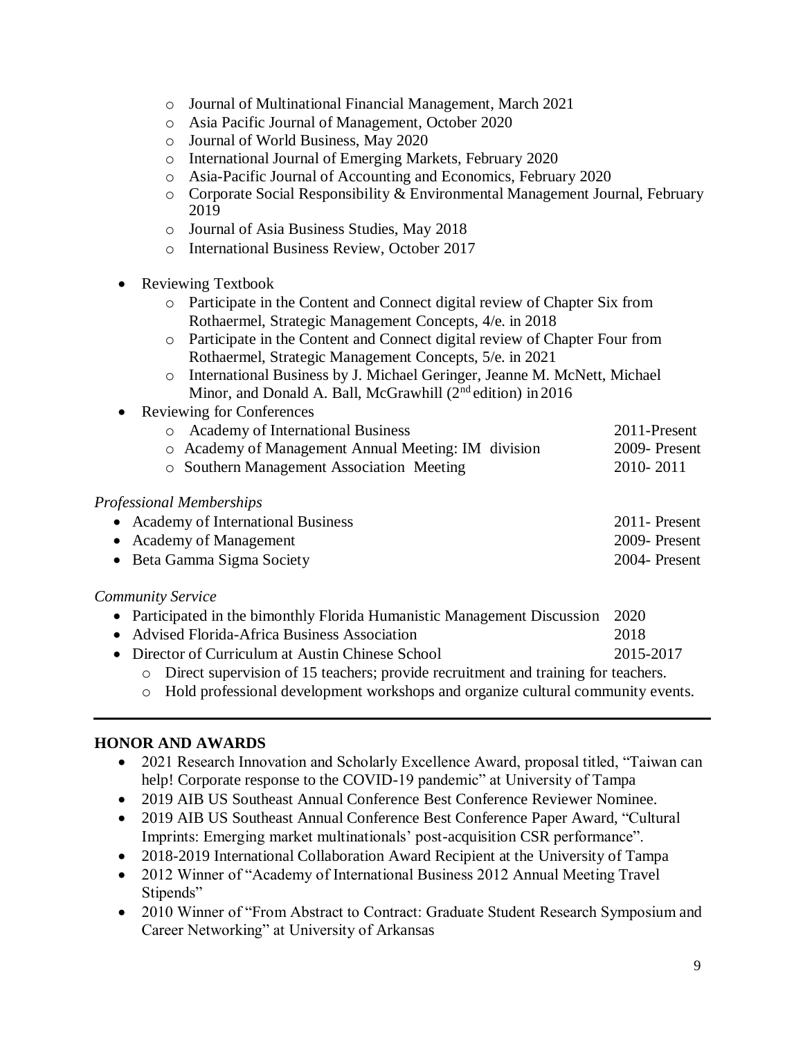- Journal of Multinational Financial Management, March 2021
    - Asia Pacific Journal of Management, October 2020
    - Journal of World Business, May 2020
    - International Journal of Emerging Markets, February 2020
    - Asia-Pacific Journal of Accounting and Economics, February 2020
    - Corporate Social Responsibility & Environmental Management Journal, February 2019
    - Journal of Asia Business Studies, May 2018
    - International Business Review, October 2017

- Reviewing Textbook
    - Participate in the Content and Connect digital review of Chapter Six from Rothaermel, Strategic Management Concepts, 4/e. in 2018
    - Participate in the Content and Connect digital review of Chapter Four from Rothaermel, Strategic Management Concepts, 5/e. in 2021
    - International Business by J. Michael Geringer, Jeanne M. McNett, Michael Minor, and Donald A. Ball, McGrawhill (2nd edition) in 2016
- Reviewing for Conferences
    - Academy of International Business 2011-Present
    - Academy of Management Annual Meeting: IM division 2009- Present
    - Southern Management Association Meeting 2010- 2011

*Professional Memberships*

- Academy of International Business 2011- Present
- Academy of Management 2009- Present
- Beta Gamma Sigma Society 2004- Present

*Community Service*

- Participated in the bimonthly Florida Humanistic Management Discussion 2020
- Advised Florida-Africa Business Association 2018
- Director of Curriculum at Austin Chinese School 2015-2017
    - Direct supervision of 15 teachers; provide recruitment and training for teachers.
    - Hold professional development workshops and organize cultural community events.

---

**HONOR AND AWARDS**

- 2021 Research Innovation and Scholarly Excellence Award, proposal titled, "Taiwan can help! Corporate response to the COVID-19 pandemic" at University of Tampa
- 2019 AIB US Southeast Annual Conference Best Conference Reviewer Nominee.
- 2019 AIB US Southeast Annual Conference Best Conference Paper Award, "Cultural Imprints: Emerging market multinationals' post-acquisition CSR performance".
- 2018-2019 International Collaboration Award Recipient at the University of Tampa
- 2012 Winner of "Academy of International Business 2012 Annual Meeting Travel Stipends"
- 2010 Winner of "From Abstract to Contract: Graduate Student Research Symposium and Career Networking" at University of Arkansas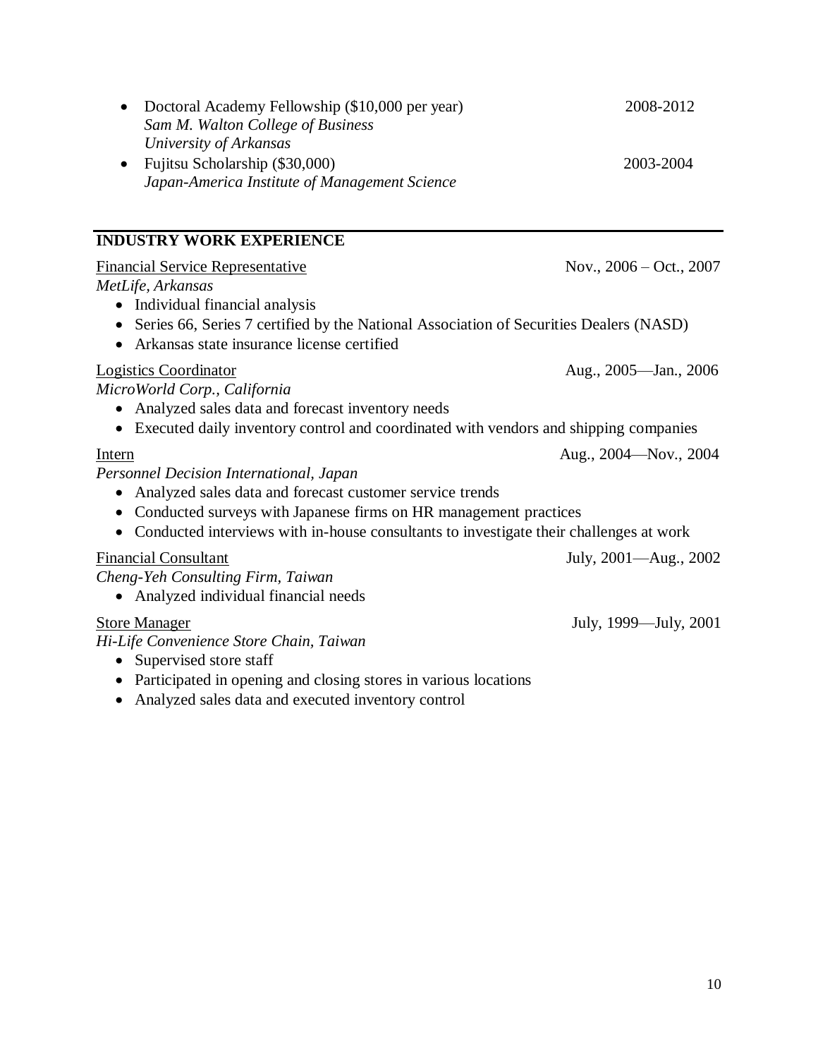- Doctoral Academy Fellowship ($10,000 per year) 2008-2012
  *Sam M. Walton College of Business*
  *University of Arkansas*
- Fujitsu Scholarship ($30,000) 2003-2004
  *Japan-America Institute of Management Science*

## INDUSTRY WORK EXPERIENCE

Financial Service Representative — Nov., 2006 – Oct., 2007
*MetLife, Arkansas*
- Individual financial analysis
- Series 66, Series 7 certified by the National Association of Securities Dealers (NASD)
- Arkansas state insurance license certified

Logistics Coordinator — Aug., 2005—Jan., 2006
*MicroWorld Corp., California*
- Analyzed sales data and forecast inventory needs
- Executed daily inventory control and coordinated with vendors and shipping companies

Intern — Aug., 2004—Nov., 2004
*Personnel Decision International, Japan*
- Analyzed sales data and forecast customer service trends
- Conducted surveys with Japanese firms on HR management practices
- Conducted interviews with in-house consultants to investigate their challenges at work

Financial Consultant — July, 2001—Aug., 2002
*Cheng-Yeh Consulting Firm, Taiwan*
- Analyzed individual financial needs

Store Manager — July, 1999—July, 2001
*Hi-Life Convenience Store Chain, Taiwan*
- Supervised store staff
- Participated in opening and closing stores in various locations
- Analyzed sales data and executed inventory control